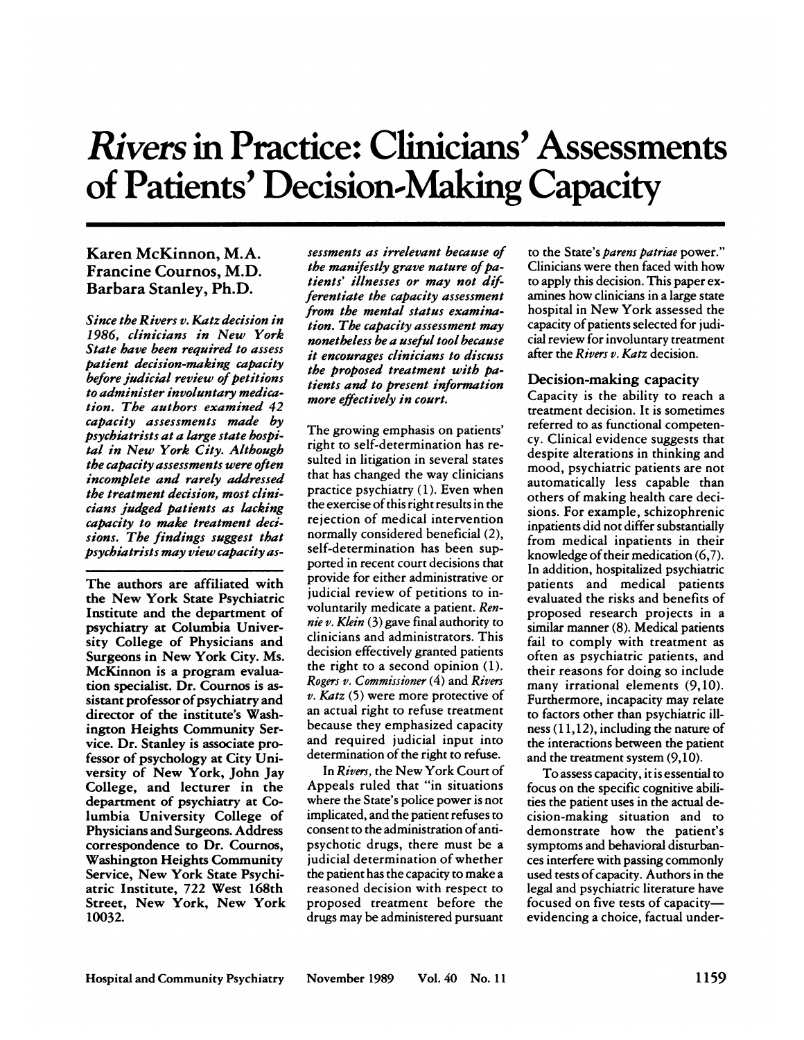# *Rivers* in Practice: Clinicians' Assessments of Patients' Decision-Making Capacity

**Karen McKinnon, M.A.**
**Francine Cournos, M.D.**
**Barbara Stanley, Ph.D.**

***Since the Rivers v. Katz decision in 1986, clinicians in New York State have been required to assess patient decision-making capacity before judicial review of petitions to administer involuntary medication. The authors examined 42 capacity assessments made by psychiatrists at a large state hospital in New York City. Although the capacity assessments were often incomplete and rarely addressed the treatment decision, most clinicians judged patients as lacking capacity to make treatment decisions. The findings suggest that psychiatrists may view capacity assessments as irrelevant because of the manifestly grave nature of patients' illnesses or may not differentiate the capacity assessment from the mental status examination. The capacity assessment may nonetheless be a useful tool because it encourages clinicians to discuss the proposed treatment with patients and to present information more effectively in court.***

The authors are affiliated with the New York State Psychiatric Institute and the department of psychiatry at Columbia University College of Physicians and Surgeons in New York City. Ms. McKinnon is a program evaluation specialist. Dr. Cournos is assistant professor of psychiatry and director of the institute's Washington Heights Community Service. Dr. Stanley is associate professor of psychology at City University of New York, John Jay College, and lecturer in the department of psychiatry at Columbia University College of Physicians and Surgeons. Address correspondence to Dr. Cournos, Washington Heights Community Service, New York State Psychiatric Institute, 722 West 168th Street, New York, New York 10032.

The growing emphasis on patients' right to self-determination has resulted in litigation in several states that has changed the way clinicians practice psychiatry (1). Even when the exercise of this right results in the rejection of medical intervention normally considered beneficial (2), self-determination has been supported in recent court decisions that provide for either administrative or judicial review of petitions to involuntarily medicate a patient. *Rennie v. Klein* (3) gave final authority to clinicians and administrators. This decision effectively granted patients the right to a second opinion (1). *Rogers v. Commissioner* (4) and *Rivers v. Katz* (5) were more protective of an actual right to refuse treatment because they emphasized capacity and required judicial input into determination of the right to refuse.

In *Rivers*, the New York Court of Appeals ruled that "in situations where the State's police power is not implicated, and the patient refuses to consent to the administration of antipsychotic drugs, there must be a judicial determination of whether the patient has the capacity to make a reasoned decision with respect to proposed treatment before the drugs may be administered pursuant to the State's *parens patriae* power." Clinicians were then faced with how to apply this decision. This paper examines how clinicians in a large state hospital in New York assessed the capacity of patients selected for judicial review for involuntary treatment after the *Rivers v. Katz* decision.

## Decision-making capacity

Capacity is the ability to reach a treatment decision. It is sometimes referred to as functional competency. Clinical evidence suggests that despite alterations in thinking and mood, psychiatric patients are not automatically less capable than others of making health care decisions. For example, schizophrenic inpatients did not differ substantially from medical inpatients in their knowledge of their medication (6,7). In addition, hospitalized psychiatric patients and medical patients evaluated the risks and benefits of proposed research projects in a similar manner (8). Medical patients fail to comply with treatment as often as psychiatric patients, and their reasons for doing so include many irrational elements (9,10). Furthermore, incapacity may relate to factors other than psychiatric illness (11,12), including the nature of the interactions between the patient and the treatment system (9,10).

To assess capacity, it is essential to focus on the specific cognitive abilities the patient uses in the actual decision-making situation and to demonstrate how the patient's symptoms and behavioral disturbances interfere with passing commonly used tests of capacity. Authors in the legal and psychiatric literature have focused on five tests of capacity—evidencing a choice, factual under-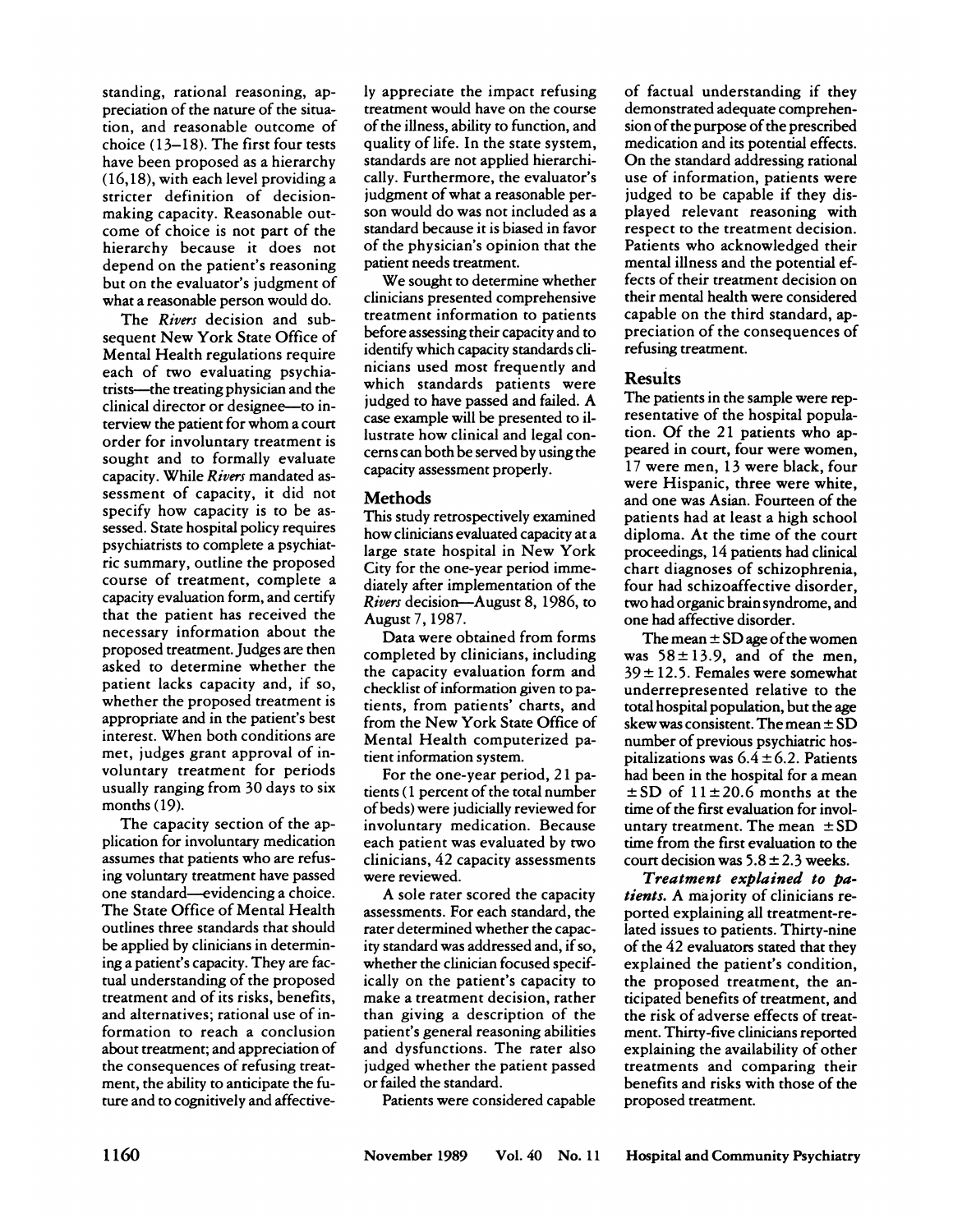standing, rational reasoning, appreciation of the nature of the situation, and reasonable outcome of choice (13–18). The first four tests have been proposed as a hierarchy (16,18), with each level providing a stricter definition of decision-making capacity. Reasonable outcome of choice is not part of the hierarchy because it does not depend on the patient's reasoning but on the evaluator's judgment of what a reasonable person would do.

The *Rivers* decision and subsequent New York State Office of Mental Health regulations require each of two evaluating psychiatrists—the treating physician and the clinical director or designee—to interview the patient for whom a court order for involuntary treatment is sought and to formally evaluate capacity. While *Rivers* mandated assessment of capacity, it did not specify how capacity is to be assessed. State hospital policy requires psychiatrists to complete a psychiatric summary, outline the proposed course of treatment, complete a capacity evaluation form, and certify that the patient has received the necessary information about the proposed treatment. Judges are then asked to determine whether the patient lacks capacity and, if so, whether the proposed treatment is appropriate and in the patient's best interest. When both conditions are met, judges grant approval of involuntary treatment for periods usually ranging from 30 days to six months (19).

The capacity section of the application for involuntary medication assumes that patients who are refusing voluntary treatment have passed one standard—evidencing a choice. The State Office of Mental Health outlines three standards that should be applied by clinicians in determining a patient's capacity. They are factual understanding of the proposed treatment and of its risks, benefits, and alternatives; rational use of information to reach a conclusion about treatment; and appreciation of the consequences of refusing treatment, the ability to anticipate the future and to cognitively and affectively appreciate the impact refusing treatment would have on the course of the illness, ability to function, and quality of life. In the state system, standards are not applied hierarchically. Furthermore, the evaluator's judgment of what a reasonable person would do was not included as a standard because it is biased in favor of the physician's opinion that the patient needs treatment.

We sought to determine whether clinicians presented comprehensive treatment information to patients before assessing their capacity and to identify which capacity standards clinicians used most frequently and which standards patients were judged to have passed and failed. A case example will be presented to illustrate how clinical and legal concerns can both be served by using the capacity assessment properly.

## Methods

This study retrospectively examined how clinicians evaluated capacity at a large state hospital in New York City for the one-year period immediately after implementation of the *Rivers* decision—August 8, 1986, to August 7, 1987.

Data were obtained from forms completed by clinicians, including the capacity evaluation form and checklist of information given to patients, from patients' charts, and from the New York State Office of Mental Health computerized patient information system.

For the one-year period, 21 patients (1 percent of the total number of beds) were judicially reviewed for involuntary medication. Because each patient was evaluated by two clinicians, 42 capacity assessments were reviewed.

A sole rater scored the capacity assessments. For each standard, the rater determined whether the capacity standard was addressed and, if so, whether the clinician focused specifically on the patient's capacity to make a treatment decision, rather than giving a description of the patient's general reasoning abilities and dysfunctions. The rater also judged whether the patient passed or failed the standard.

Patients were considered capable of factual understanding if they demonstrated adequate comprehension of the purpose of the prescribed medication and its potential effects. On the standard addressing rational use of information, patients were judged to be capable if they displayed relevant reasoning with respect to the treatment decision. Patients who acknowledged their mental illness and the potential effects of their treatment decision on their mental health were considered capable on the third standard, appreciation of the consequences of refusing treatment.

## Results

The patients in the sample were representative of the hospital population. Of the 21 patients who appeared in court, four were women, 17 were men, 13 were black, four were Hispanic, three were white, and one was Asian. Fourteen of the patients had at least a high school diploma. At the time of the court proceedings, 14 patients had clinical chart diagnoses of schizophrenia, four had schizoaffective disorder, two had organic brain syndrome, and one had affective disorder.

The mean $\pm$ SD age of the women was $58 \pm 13.9$, and of the men, $39 \pm 12.5$. Females were somewhat underrepresented relative to the total hospital population, but the age skew was consistent. The mean $\pm$ SD number of previous psychiatric hospitalizations was $6.4 \pm 6.2$. Patients had been in the hospital for a mean $\pm$ SD of $11 \pm 20.6$ months at the time of the first evaluation for involuntary treatment. The mean $\pm$ SD time from the first evaluation to the court decision was $5.8 \pm 2.3$ weeks.

***Treatment explained to patients.*** A majority of clinicians reported explaining all treatment-related issues to patients. Thirty-nine of the 42 evaluators stated that they explained the patient's condition, the proposed treatment, the anticipated benefits of treatment, and the risk of adverse effects of treatment. Thirty-five clinicians reported explaining the availability of other treatments and comparing their benefits and risks with those of the proposed treatment.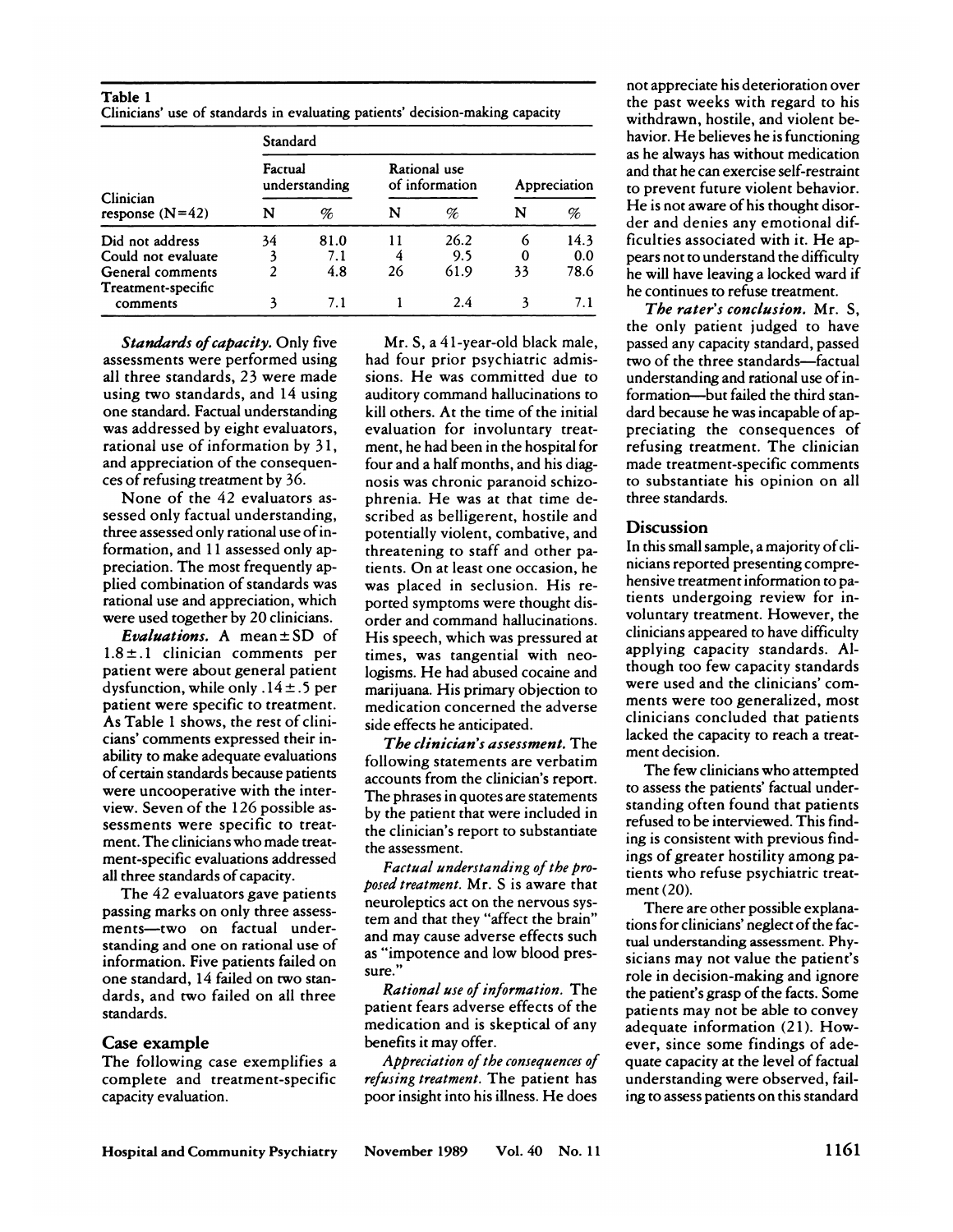**Table 1**
Clinicians' use of standards in evaluating patients' decision-making capacity

| Clinician response (N=42) | Standard | | | | | |
|---|---|---|---|---|---|---|
| | Factual understanding | | Rational use of information | | Appreciation | |
| | N | % | N | % | N | % |
| Did not address | 34 | 81.0 | 11 | 26.2 | 6 | 14.3 |
| Could not evaluate | 3 | 7.1 | 4 | 9.5 | 0 | 0.0 |
| General comments | 2 | 4.8 | 26 | 61.9 | 33 | 78.6 |
| Treatment-specific comments | 3 | 7.1 | 1 | 2.4 | 3 | 7.1 |

***Standards of capacity.*** Only five assessments were performed using all three standards, 23 were made using two standards, and 14 using one standard. Factual understanding was addressed by eight evaluators, rational use of information by 31, and appreciation of the consequences of refusing treatment by 36.

None of the 42 evaluators assessed only factual understanding, three assessed only rational use of information, and 11 assessed only appreciation. The most frequently applied combination of standards was rational use and appreciation, which were used together by 20 clinicians.

***Evaluations.*** A mean ± SD of 1.8 ± .1 clinician comments per patient were about general patient dysfunction, while only .14 ± .5 per patient were specific to treatment. As Table 1 shows, the rest of clinicians' comments expressed their inability to make adequate evaluations of certain standards because patients were uncooperative with the interview. Seven of the 126 possible assessments were specific to treatment. The clinicians who made treatment-specific evaluations addressed all three standards of capacity.

The 42 evaluators gave patients passing marks on only three assessments—two on factual understanding and one on rational use of information. Five patients failed on one standard, 14 failed on two standards, and two failed on all three standards.

## Case example

The following case exemplifies a complete and treatment-specific capacity evaluation.

Mr. S, a 41-year-old black male, had four prior psychiatric admissions. He was committed due to auditory command hallucinations to kill others. At the time of the initial evaluation for involuntary treatment, he had been in the hospital for four and a half months, and his diagnosis was chronic paranoid schizophrenia. He was at that time described as belligerent, hostile and potentially violent, combative, and threatening to staff and other patients. On at least one occasion, he was placed in seclusion. His reported symptoms were thought disorder and command hallucinations. His speech, which was pressured at times, was tangential with neologisms. He had abused cocaine and marijuana. His primary objection to medication concerned the adverse side effects he anticipated.

***The clinician's assessment.*** The following statements are verbatim accounts from the clinician's report. The phrases in quotes are statements by the patient that were included in the clinician's report to substantiate the assessment.

*Factual understanding of the proposed treatment.* Mr. S is aware that neuroleptics act on the nervous system and that they "affect the brain" and may cause adverse effects such as "impotence and low blood pressure."

*Rational use of information.* The patient fears adverse effects of the medication and is skeptical of any benefits it may offer.

*Appreciation of the consequences of refusing treatment.* The patient has poor insight into his illness. He does not appreciate his deterioration over the past weeks with regard to his withdrawn, hostile, and violent behavior. He believes he is functioning as he always has without medication and that he can exercise self-restraint to prevent future violent behavior. He is not aware of his thought disorder and denies any emotional difficulties associated with it. He appears not to understand the difficulty he will have leaving a locked ward if he continues to refuse treatment.

***The rater's conclusion.*** Mr. S, the only patient judged to have passed any capacity standard, passed two of the three standards—factual understanding and rational use of information—but failed the third standard because he was incapable of appreciating the consequences of refusing treatment. The clinician made treatment-specific comments to substantiate his opinion on all three standards.

## Discussion

In this small sample, a majority of clinicians reported presenting comprehensive treatment information to patients undergoing review for involuntary treatment. However, the clinicians appeared to have difficulty applying capacity standards. Although too few capacity standards were used and the clinicians' comments were too generalized, most clinicians concluded that patients lacked the capacity to reach a treatment decision.

The few clinicians who attempted to assess the patients' factual understanding often found that patients refused to be interviewed. This finding is consistent with previous findings of greater hostility among patients who refuse psychiatric treatment (20).

There are other possible explanations for clinicians' neglect of the factual understanding assessment. Physicians may not value the patient's role in decision-making and ignore the patient's grasp of the facts. Some patients may not be able to convey adequate information (21). However, since some findings of adequate capacity at the level of factual understanding were observed, failing to assess patients on this standard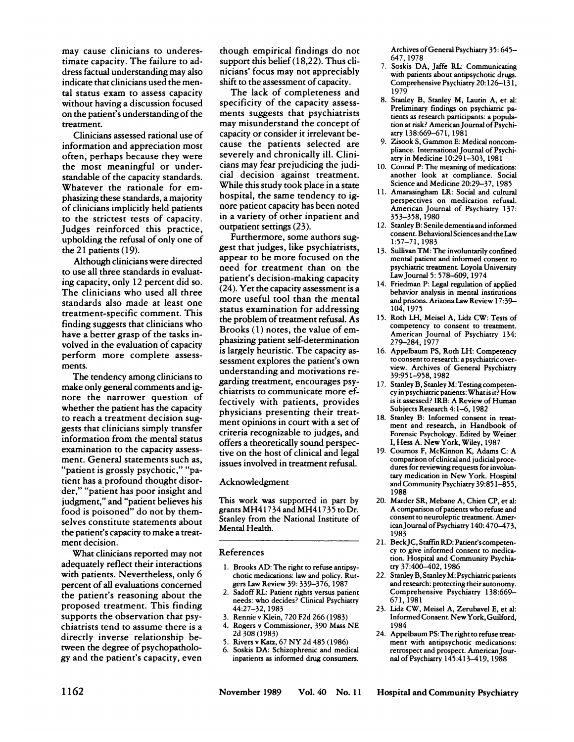may cause clinicians to underestimate capacity. The failure to address factual understanding may also indicate that clinicians used the mental status exam to assess capacity without having a discussion focused on the patient's understanding of the treatment.

Clinicians assessed rational use of information and appreciation most often, perhaps because they were the most meaningful or understandable of the capacity standards. Whatever the rationale for emphasizing these standards, a majority of clinicians implicitly held patients to the strictest tests of capacity. Judges reinforced this practice, upholding the refusal of only one of the 21 patients (19).

Although clinicians were directed to use all three standards in evaluating capacity, only 12 percent did so. The clinicians who used all three standards also made at least one treatment-specific comment. This finding suggests that clinicians who have a better grasp of the tasks involved in the evaluation of capacity perform more complete assessments.

The tendency among clinicians to make only general comments and ignore the narrower question of whether the patient has the capacity to reach a treatment decision suggests that clinicians simply transfer information from the mental status examination to the capacity assessment. General statements such as, "patient is grossly psychotic," "patient has a profound thought disorder," "patient has poor insight and judgment," and "patient believes his food is poisoned" do not by themselves constitute statements about the patient's capacity to make a treatment decision.

What clinicians reported may not adequately reflect their interactions with patients. Nevertheless, only 6 percent of all evaluations concerned the patient's reasoning about the proposed treatment. This finding supports the observation that psychiatrists tend to assume there is a directly inverse relationship between the degree of psychopathology and the patient's capacity, even though empirical findings do not support this belief (18,22). Thus clinicians' focus may not appreciably shift to the assessment of capacity.

The lack of completeness and specificity of the capacity assessments suggests that psychiatrists may misunderstand the concept of capacity or consider it irrelevant because the patients selected are severely and chronically ill. Clinicians may fear prejudicing the judicial decision against treatment. While this study took place in a state hospital, the same tendency to ignore patient capacity has been noted in a variety of other inpatient and outpatient settings (23).

Furthermore, some authors suggest that judges, like psychiatrists, appear to be more focused on the need for treatment than on the patient's decision-making capacity (24). Yet the capacity assessment is a more useful tool than the mental status examination for addressing the problem of treatment refusal. As Brooks (1) notes, the value of emphasizing patient self-determination is largely heuristic. The capacity assessment explores the patient's own understanding and motivations regarding treatment, encourages psychiatrists to communicate more effectively with patients, provides physicians presenting their treatment opinions in court with a set of criteria recognizable to judges, and offers a theoretically sound perspective on the host of clinical and legal issues involved in treatment refusal.

## Acknowledgment

This work was supported in part by grants MH41734 and MH41735 to Dr. Stanley from the National Institute of Mental Health.

## References

1. Brooks AD: The right to refuse antipsychotic medications: law and policy. Rutgers Law Review 39: 339–376, 1987
2. Sadoff RL: Patient rights versus patient needs: who decides? Clinical Psychiatry 44:27–32, 1983
3. Rennie v Klein, 720 F2d 266 (1983)
4. Rogers v Commissioner, 390 Mass NE 2d 308 (1983)
5. Rivers v Katz, 67 NY 2d 485 (1986)
6. Soskis DA: Schizophrenic and medical inpatients as informed drug consumers. Archives of General Psychiatry 35: 645–647, 1978
7. Soskis DA, Jaffe RL: Communicating with patients about antipsychotic drugs. Comprehensive Psychiatry 20:126–131, 1979
8. Stanley B, Stanley M, Lautin A, et al: Preliminary findings on psychiatric patients as research participants: a population at risk? American Journal of Psychiatry 138:669–671, 1981
9. Zisook S, Gammon E: Medical noncompliance. International Journal of Psychiatry in Medicine 10:291–303, 1981
10. Conrad P: The meaning of medications: another look at compliance. Social Science and Medicine 20:29–37, 1985
11. Amarasingham LR: Social and cultural perspectives on medication refusal. American Journal of Psychiatry 137: 353–358, 1980
12. Stanley B: Senile dementia and informed consent. Behavioral Sciences and the Law 1:57–71, 1983
13. Sullivan TM: The involuntarily confined mental patient and informed consent to psychiatric treatment. Loyola University Law Journal 5: 578–609, 1974
14. Friedman P: Legal regulation of applied behavior analysis in mental institutions and prisons. Arizona Law Review 17:39–104, 1975
15. Roth LH, Meisel A, Lidz CW: Tests of competency to consent to treatment. American Journal of Psychiatry 134: 279–284, 1977
16. Appelbaum PS, Roth LH: Competency to consent to research: a psychiatric overview. Archives of General Psychiatry 39:951–958, 1982
17. Stanley B, Stanley M: Testing competency in psychiatric patients: What is it? How is it assessed? IRB: A Review of Human Subjects Research 4:1–6, 1982
18. Stanley B: Informed consent in treatment and research, in Handbook of Forensic Psychology. Edited by Weiner I, Hess A. New York, Wiley, 1987
19. Cournos F, McKinnon K, Adams C: A comparison of clinical and judicial procedures for reviewing requests for involuntary medication in New York. Hospital and Community Psychiatry 39:851–855, 1988
20. Marder SR, Mebane A, Chien CP, et al: A comparison of patients who refuse and consent to neuroleptic treatment. American Journal of Psychiatry 140: 470–473, 1983
21. Beck JC, Staffin RD: Patient's competency to give informed consent to medication. Hospital and Community Psychiatry 37:400–402, 1986
22. Stanley B, Stanley M: Psychiatric patients and research: protecting their autonomy. Comprehensive Psychiatry 138:669–671, 1981
23. Lidz CW, Meisel A, Zerubavel E, et al: Informed Consent. New York, Guilford, 1984
24. Appelbaum PS: The right to refuse treatment with antipsychotic medications: retrospect and prospect. American Journal of Psychiatry 145:413–419, 1988